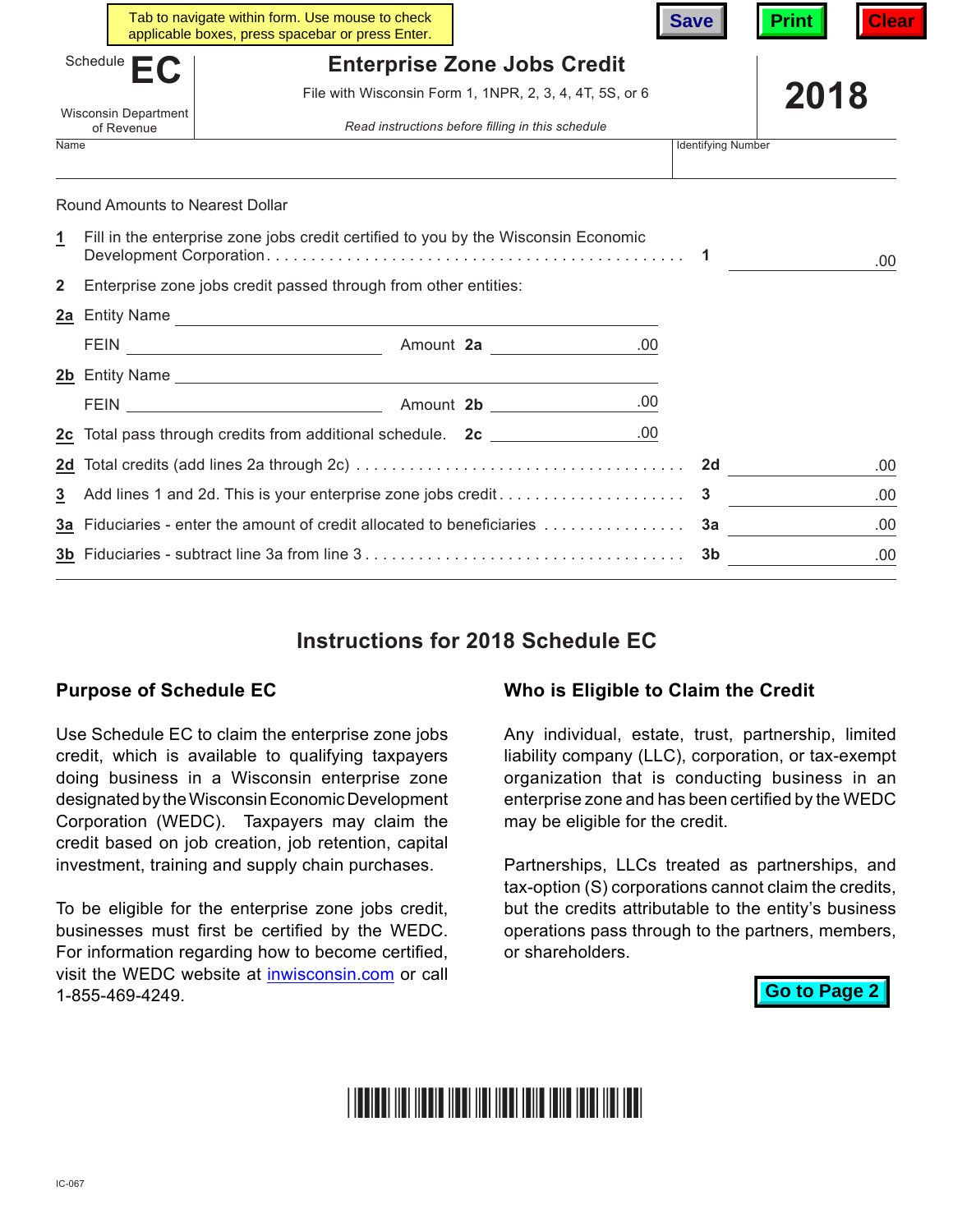Tab to navigate within form. Use mouse to check applicable boxes, press spacebar or press Enter.

Schedule **EC**

Wisconsin Department of Revenue

# Enterprise Zone Jobs Credit

File with Wisconsin Form 1, 1NPR, 2, 3, 4, 4T, 5S, or 6

*Read instructions before filling in this schedule*

**2018**

Name | Identifying Number

Round Amounts to Nearest Dollar

**1** Fill in the enterprise zone jobs credit certified to you by the Wisconsin Economic Development Corporation . . . . . . . . **1** .00

**2** Enterprise zone jobs credit passed through from other entities:

**2a** Entity Name

FEIN Amount **2a** .00

**2b** Entity Name

FEIN Amount **2b** .00

**2c** Total pass through credits from additional schedule. **2c** .00

**2d** Total credits (add lines 2a through 2c) . . . . . . . . **2d** .00

**3** Add lines 1 and 2d. This is your enterprise zone jobs credit . . . . . . . . **3** .00

**3a** Fiduciaries - enter the amount of credit allocated to beneficiaries . . . . . . . . **3a** .00

**3b** Fiduciaries - subtract line 3a from line 3 . . . . . . . . **3b** .00

## Instructions for 2018 Schedule EC

### Purpose of Schedule EC

Use Schedule EC to claim the enterprise zone jobs credit, which is available to qualifying taxpayers doing business in a Wisconsin enterprise zone designated by the Wisconsin Economic Development Corporation (WEDC). Taxpayers may claim the credit based on job creation, job retention, capital investment, training and supply chain purchases.

To be eligible for the enterprise zone jobs credit, businesses must first be certified by the WEDC. For information regarding how to become certified, visit the WEDC website at inwisconsin.com or call 1-855-469-4249.

### Who is Eligible to Claim the Credit

Any individual, estate, trust, partnership, limited liability company (LLC), corporation, or tax-exempt organization that is conducting business in an enterprise zone and has been certified by the WEDC may be eligible for the credit.

Partnerships, LLCs treated as partnerships, and tax-option (S) corporations cannot claim the credits, but the credits attributable to the entity's business operations pass through to the partners, members, or shareholders.

IC-067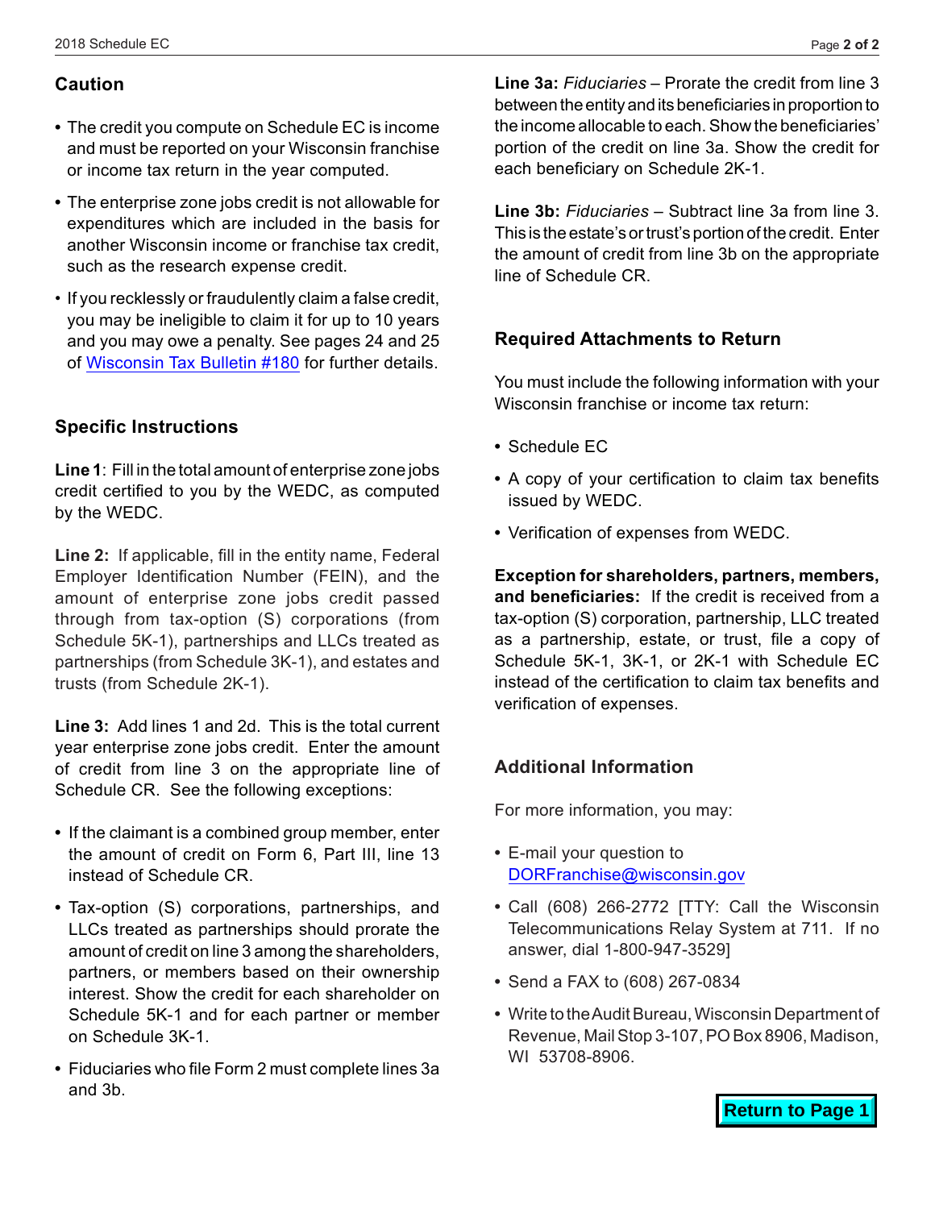## Caution

- The credit you compute on Schedule EC is income and must be reported on your Wisconsin franchise or income tax return in the year computed.
- The enterprise zone jobs credit is not allowable for expenditures which are included in the basis for another Wisconsin income or franchise tax credit, such as the research expense credit.
- If you recklessly or fraudulently claim a false credit, you may be ineligible to claim it for up to 10 years and you may owe a penalty. See pages 24 and 25 of Wisconsin Tax Bulletin #180 for further details.

## Specific Instructions

**Line 1**: Fill in the total amount of enterprise zone jobs credit certified to you by the WEDC, as computed by the WEDC.

**Line 2:** If applicable, fill in the entity name, Federal Employer Identification Number (FEIN), and the amount of enterprise zone jobs credit passed through from tax-option (S) corporations (from Schedule 5K-1), partnerships and LLCs treated as partnerships (from Schedule 3K-1), and estates and trusts (from Schedule 2K-1).

**Line 3:** Add lines 1 and 2d. This is the total current year enterprise zone jobs credit. Enter the amount of credit from line 3 on the appropriate line of Schedule CR. See the following exceptions:

- If the claimant is a combined group member, enter the amount of credit on Form 6, Part III, line 13 instead of Schedule CR.
- Tax-option (S) corporations, partnerships, and LLCs treated as partnerships should prorate the amount of credit on line 3 among the shareholders, partners, or members based on their ownership interest. Show the credit for each shareholder on Schedule 5K-1 and for each partner or member on Schedule 3K-1.
- Fiduciaries who file Form 2 must complete lines 3a and 3b.

**Line 3a:** *Fiduciaries* – Prorate the credit from line 3 between the entity and its beneficiaries in proportion to the income allocable to each. Show the beneficiaries' portion of the credit on line 3a. Show the credit for each beneficiary on Schedule 2K-1.

**Line 3b:** *Fiduciaries* – Subtract line 3a from line 3. This is the estate's or trust's portion of the credit. Enter the amount of credit from line 3b on the appropriate line of Schedule CR.

## Required Attachments to Return

You must include the following information with your Wisconsin franchise or income tax return:

- Schedule EC
- A copy of your certification to claim tax benefits issued by WEDC.
- Verification of expenses from WEDC.

**Exception for shareholders, partners, members, and beneficiaries:** If the credit is received from a tax-option (S) corporation, partnership, LLC treated as a partnership, estate, or trust, file a copy of Schedule 5K-1, 3K-1, or 2K-1 with Schedule EC instead of the certification to claim tax benefits and verification of expenses.

## Additional Information

For more information, you may:

- E-mail your question to DORFranchise@wisconsin.gov
- Call (608) 266-2772 [TTY: Call the Wisconsin Telecommunications Relay System at 711. If no answer, dial 1-800-947-3529]
- Send a FAX to (608) 267-0834
- Write to the Audit Bureau, Wisconsin Department of Revenue, Mail Stop 3-107, PO Box 8906, Madison, WI 53708-8906.

Return to Page 1